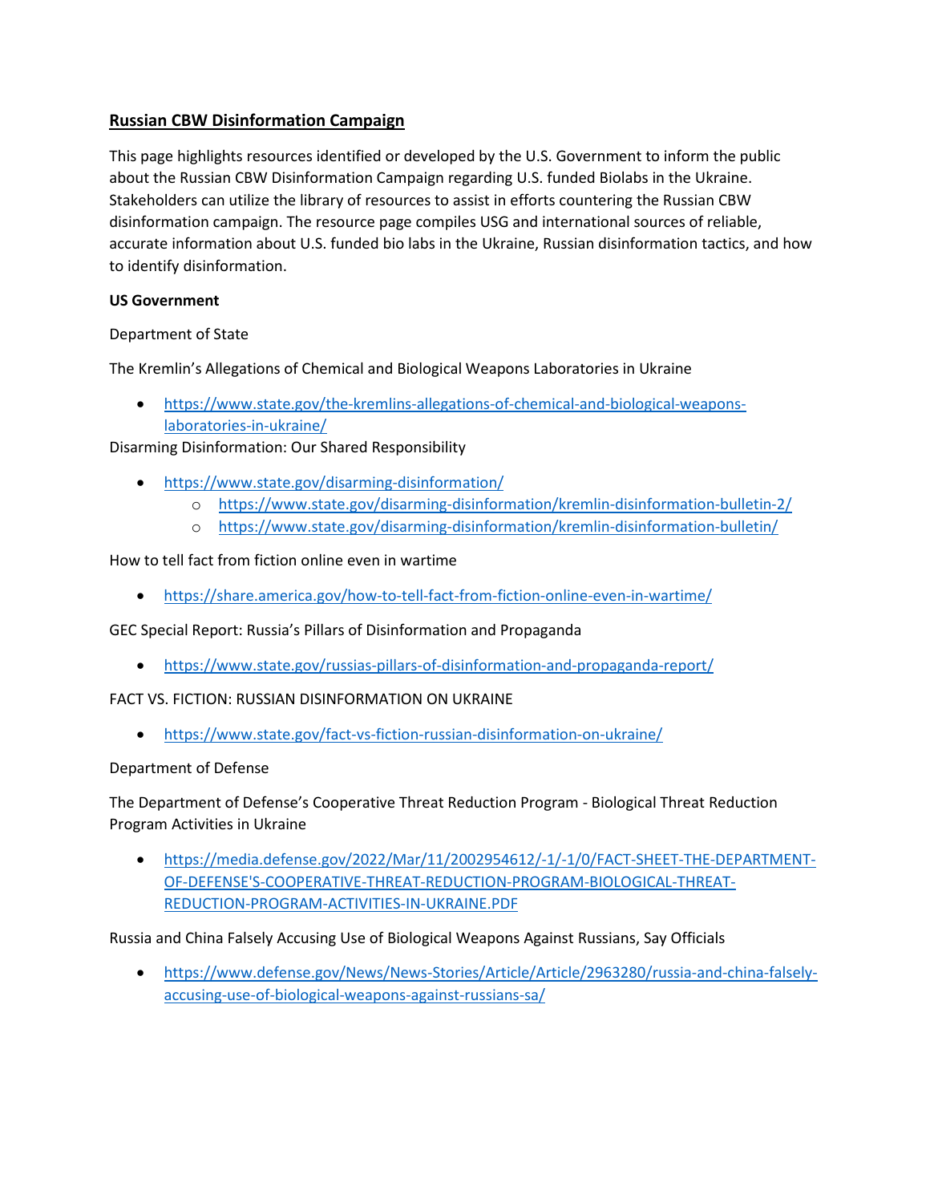## Russian CBW Disinformation Campaign

This page highlights resources identified or developed by the U.S. Government to inform the public about the Russian CBW Disinformation Campaign regarding U.S. funded Biolabs in the Ukraine. Stakeholders can utilize the library of resources to assist in efforts countering the Russian CBW disinformation campaign. The resource page compiles USG and international sources of reliable, accurate information about U.S. funded bio labs in the Ukraine, Russian disinformation tactics, and how to identify disinformation.

**US Government**

Department of State

The Kremlin's Allegations of Chemical and Biological Weapons Laboratories in Ukraine

- https://www.state.gov/the-kremlins-allegations-of-chemical-and-biological-weapons-laboratories-in-ukraine/

Disarming Disinformation: Our Shared Responsibility

- https://www.state.gov/disarming-disinformation/
    - https://www.state.gov/disarming-disinformation/kremlin-disinformation-bulletin-2/
    - https://www.state.gov/disarming-disinformation/kremlin-disinformation-bulletin/

How to tell fact from fiction online even in wartime

- https://share.america.gov/how-to-tell-fact-from-fiction-online-even-in-wartime/

GEC Special Report: Russia's Pillars of Disinformation and Propaganda

- https://www.state.gov/russias-pillars-of-disinformation-and-propaganda-report/

FACT VS. FICTION: RUSSIAN DISINFORMATION ON UKRAINE

- https://www.state.gov/fact-vs-fiction-russian-disinformation-on-ukraine/

Department of Defense

The Department of Defense's Cooperative Threat Reduction Program - Biological Threat Reduction Program Activities in Ukraine

- https://media.defense.gov/2022/Mar/11/2002954612/-1/-1/0/FACT-SHEET-THE-DEPARTMENT-OF-DEFENSE'S-COOPERATIVE-THREAT-REDUCTION-PROGRAM-BIOLOGICAL-THREAT-REDUCTION-PROGRAM-ACTIVITIES-IN-UKRAINE.PDF

Russia and China Falsely Accusing Use of Biological Weapons Against Russians, Say Officials

- https://www.defense.gov/News/News-Stories/Article/Article/2963280/russia-and-china-falsely-accusing-use-of-biological-weapons-against-russians-sa/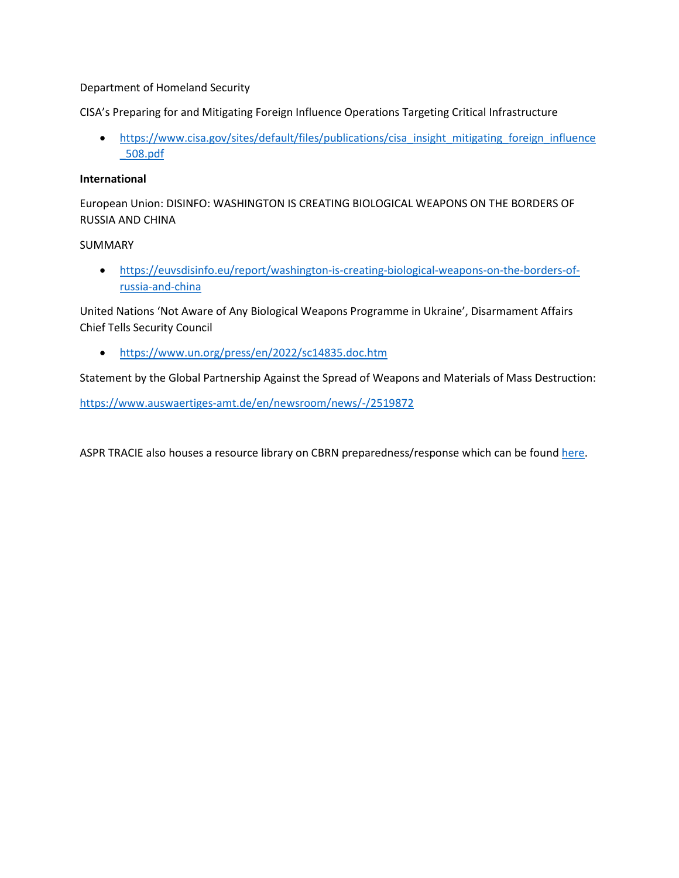Department of Homeland Security

CISA's Preparing for and Mitigating Foreign Influence Operations Targeting Critical Infrastructure

- https://www.cisa.gov/sites/default/files/publications/cisa_insight_mitigating_foreign_influence_508.pdf

**International**

European Union: DISINFO: WASHINGTON IS CREATING BIOLOGICAL WEAPONS ON THE BORDERS OF RUSSIA AND CHINA

SUMMARY

- https://euvsdisinfo.eu/report/washington-is-creating-biological-weapons-on-the-borders-of-russia-and-china

United Nations 'Not Aware of Any Biological Weapons Programme in Ukraine', Disarmament Affairs Chief Tells Security Council

- https://www.un.org/press/en/2022/sc14835.doc.htm

Statement by the Global Partnership Against the Spread of Weapons and Materials of Mass Destruction:

https://www.auswaertiges-amt.de/en/newsroom/news/-/2519872

ASPR TRACIE also houses a resource library on CBRN preparedness/response which can be found here.